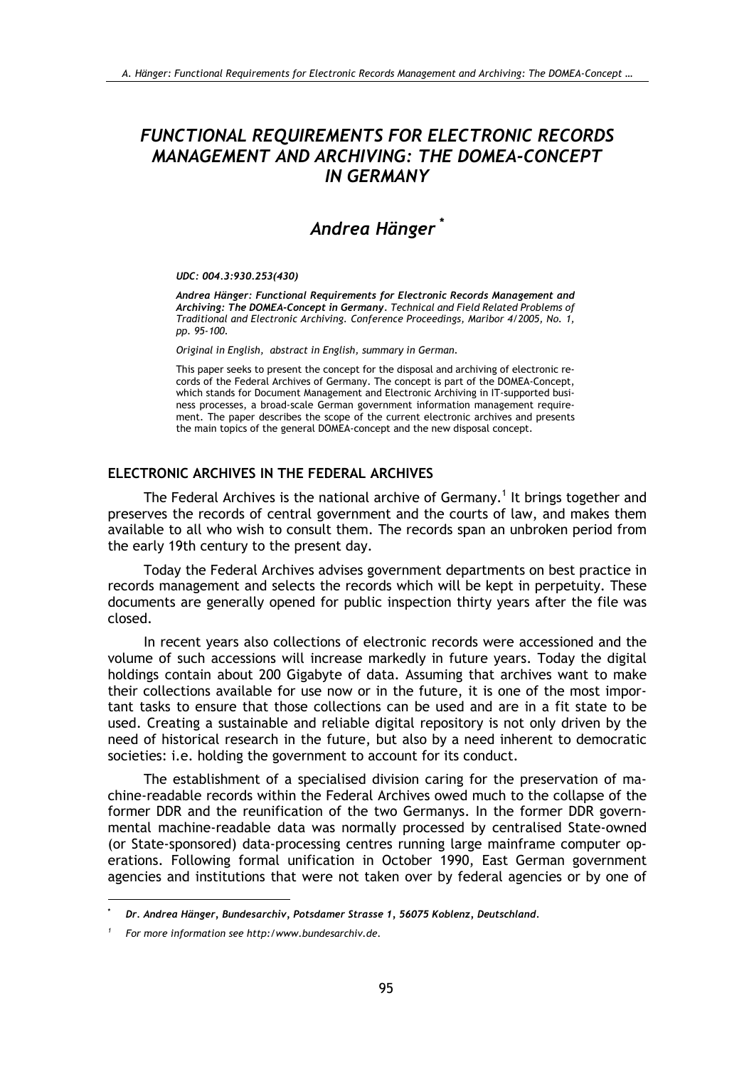# *FUNCTIONAL REQUIREMENTS FOR ELECTRONIC RECORDS MANAGEMENT AND ARCHIVING: THE DOMEA-CONCEPT IN GERMANY*

## *Andrea Hänger* *

***UDC: 004.3:930.253(430)***

***Andrea Hänger: Functional Requirements for Electronic Records Management and Archiving: The DOMEA-Concept in Germany**. Technical and Field Related Problems of Traditional and Electronic Archiving. Conference Proceedings, Maribor 4/2005, No. 1, pp. 95-100.*

*Original in English, abstract in English, summary in German.*

This paper seeks to present the concept for the disposal and archiving of electronic records of the Federal Archives of Germany. The concept is part of the DOMEA-Concept, which stands for Document Management and Electronic Archiving in IT-supported business processes, a broad-scale German government information management requirement. The paper describes the scope of the current electronic archives and presents the main topics of the general DOMEA-concept and the new disposal concept.

### ELECTRONIC ARCHIVES IN THE FEDERAL ARCHIVES

The Federal Archives is the national archive of Germany.[1] It brings together and preserves the records of central government and the courts of law, and makes them available to all who wish to consult them. The records span an unbroken period from the early 19th century to the present day.

Today the Federal Archives advises government departments on best practice in records management and selects the records which will be kept in perpetuity. These documents are generally opened for public inspection thirty years after the file was closed.

In recent years also collections of electronic records were accessioned and the volume of such accessions will increase markedly in future years. Today the digital holdings contain about 200 Gigabyte of data. Assuming that archives want to make their collections available for use now or in the future, it is one of the most important tasks to ensure that those collections can be used and are in a fit state to be used. Creating a sustainable and reliable digital repository is not only driven by the need of historical research in the future, but also by a need inherent to democratic societies: i.e. holding the government to account for its conduct.

The establishment of a specialised division caring for the preservation of machine-readable records within the Federal Archives owed much to the collapse of the former DDR and the reunification of the two Germanys. In the former DDR governmental machine-readable data was normally processed by centralised State-owned (or State-sponsored) data-processing centres running large mainframe computer operations. Following formal unification in October 1990, East German government agencies and institutions that were not taken over by federal agencies or by one of

---

\* ***Dr. Andrea Hänger, Bundesarchiv, Potsdamer Strasse 1, 56075 Koblenz, Deutschland.***

[1] *For more information see http:/www.bundesarchiv.de.*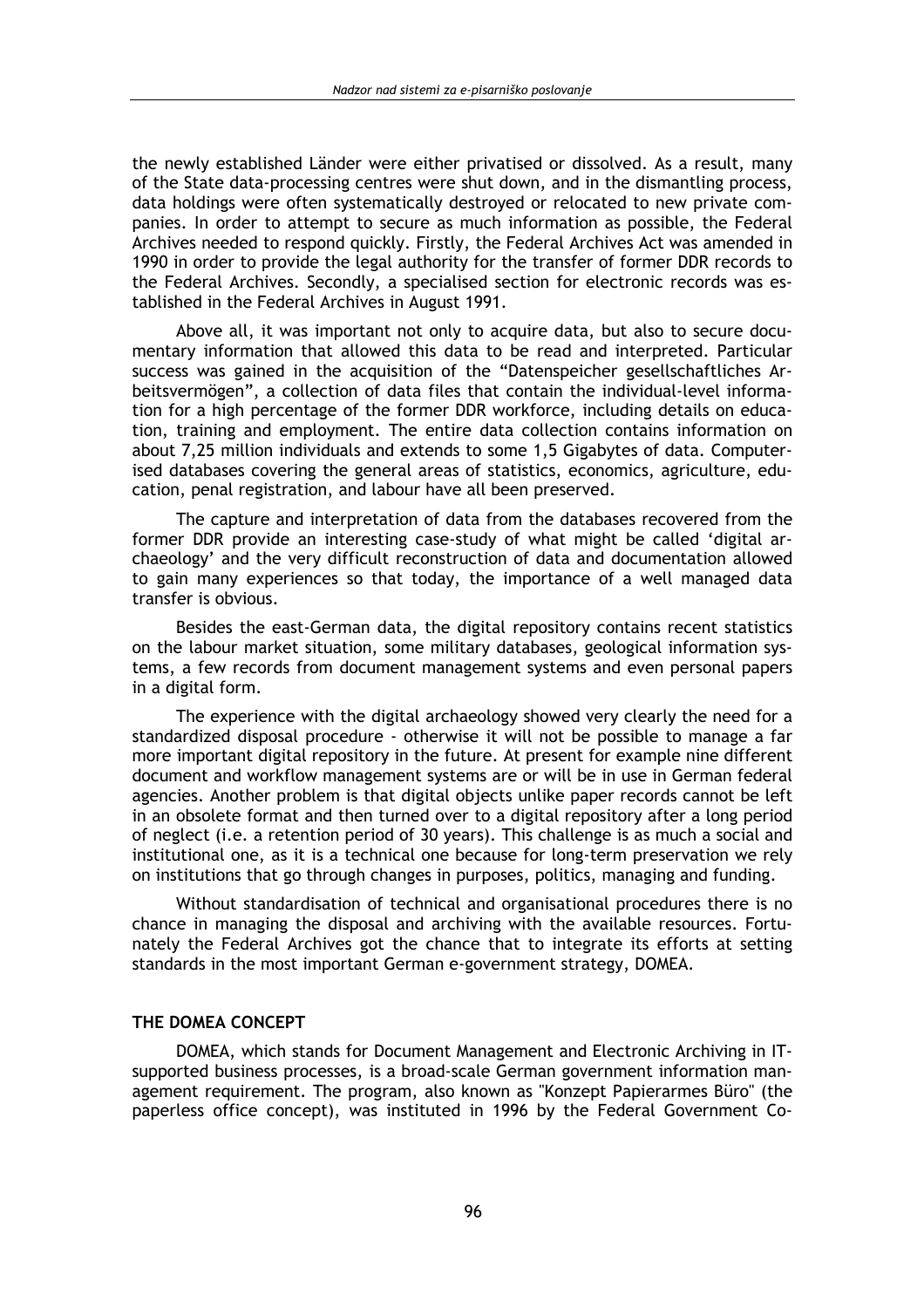the newly established Länder were either privatised or dissolved. As a result, many of the State data-processing centres were shut down, and in the dismantling process, data holdings were often systematically destroyed or relocated to new private companies. In order to attempt to secure as much information as possible, the Federal Archives needed to respond quickly. Firstly, the Federal Archives Act was amended in 1990 in order to provide the legal authority for the transfer of former DDR records to the Federal Archives. Secondly, a specialised section for electronic records was established in the Federal Archives in August 1991.

Above all, it was important not only to acquire data, but also to secure documentary information that allowed this data to be read and interpreted. Particular success was gained in the acquisition of the "Datenspeicher gesellschaftliches Arbeitsvermögen", a collection of data files that contain the individual-level information for a high percentage of the former DDR workforce, including details on education, training and employment. The entire data collection contains information on about 7,25 million individuals and extends to some 1,5 Gigabytes of data. Computerised databases covering the general areas of statistics, economics, agriculture, education, penal registration, and labour have all been preserved.

The capture and interpretation of data from the databases recovered from the former DDR provide an interesting case-study of what might be called 'digital archaeology' and the very difficult reconstruction of data and documentation allowed to gain many experiences so that today, the importance of a well managed data transfer is obvious.

Besides the east-German data, the digital repository contains recent statistics on the labour market situation, some military databases, geological information systems, a few records from document management systems and even personal papers in a digital form.

The experience with the digital archaeology showed very clearly the need for a standardized disposal procedure - otherwise it will not be possible to manage a far more important digital repository in the future. At present for example nine different document and workflow management systems are or will be in use in German federal agencies. Another problem is that digital objects unlike paper records cannot be left in an obsolete format and then turned over to a digital repository after a long period of neglect (i.e. a retention period of 30 years). This challenge is as much a social and institutional one, as it is a technical one because for long-term preservation we rely on institutions that go through changes in purposes, politics, managing and funding.

Without standardisation of technical and organisational procedures there is no chance in managing the disposal and archiving with the available resources. Fortunately the Federal Archives got the chance that to integrate its efforts at setting standards in the most important German e-government strategy, DOMEA.

## THE DOMEA CONCEPT

DOMEA, which stands for Document Management and Electronic Archiving in IT-supported business processes, is a broad-scale German government information management requirement. The program, also known as "Konzept Papierarmes Büro" (the paperless office concept), was instituted in 1996 by the Federal Government Co-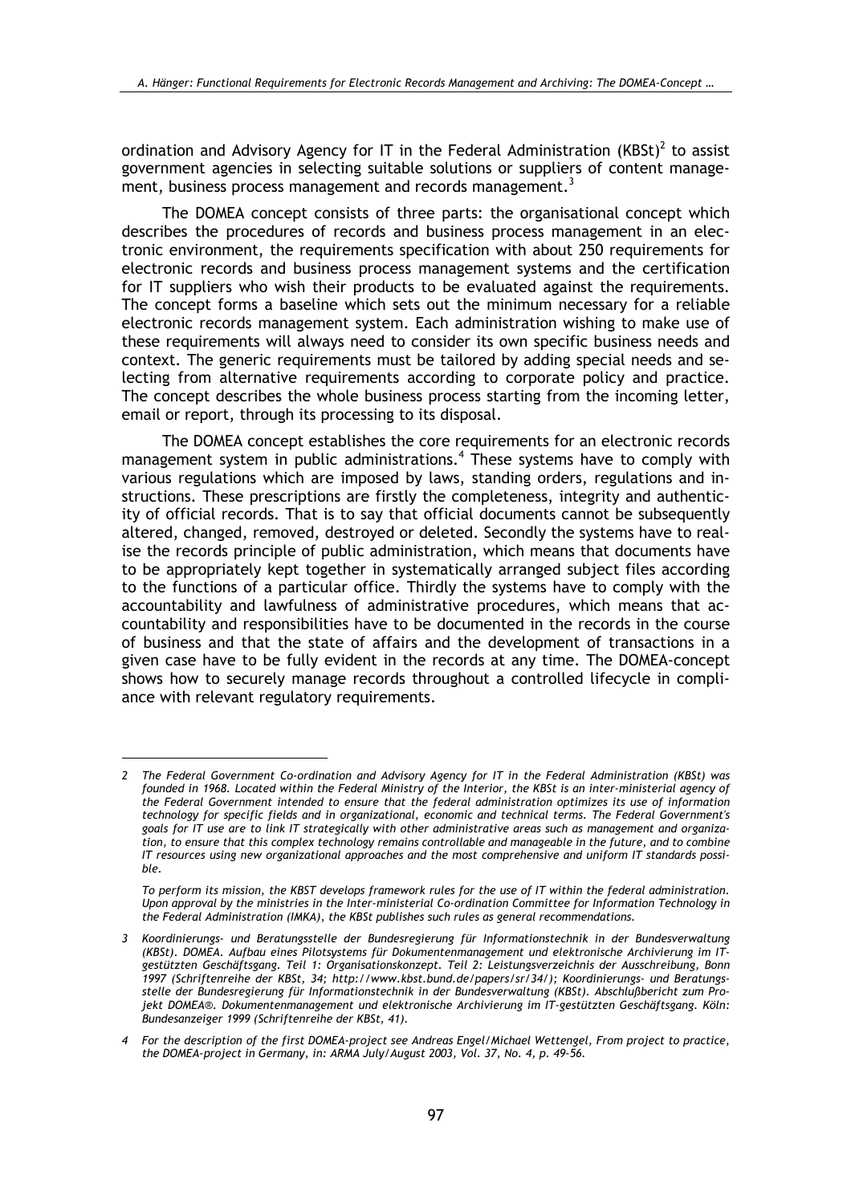ordination and Advisory Agency for IT in the Federal Administration (KBSt)[2] to assist government agencies in selecting suitable solutions or suppliers of content management, business process management and records management.[3]

The DOMEA concept consists of three parts: the organisational concept which describes the procedures of records and business process management in an electronic environment, the requirements specification with about 250 requirements for electronic records and business process management systems and the certification for IT suppliers who wish their products to be evaluated against the requirements. The concept forms a baseline which sets out the minimum necessary for a reliable electronic records management system. Each administration wishing to make use of these requirements will always need to consider its own specific business needs and context. The generic requirements must be tailored by adding special needs and selecting from alternative requirements according to corporate policy and practice. The concept describes the whole business process starting from the incoming letter, email or report, through its processing to its disposal.

The DOMEA concept establishes the core requirements for an electronic records management system in public administrations.[4] These systems have to comply with various regulations which are imposed by laws, standing orders, regulations and instructions. These prescriptions are firstly the completeness, integrity and authenticity of official records. That is to say that official documents cannot be subsequently altered, changed, removed, destroyed or deleted. Secondly the systems have to realise the records principle of public administration, which means that documents have to be appropriately kept together in systematically arranged subject files according to the functions of a particular office. Thirdly the systems have to comply with the accountability and lawfulness of administrative procedures, which means that accountability and responsibilities have to be documented in the records in the course of business and that the state of affairs and the development of transactions in a given case have to be fully evident in the records at any time. The DOMEA-concept shows how to securely manage records throughout a controlled lifecycle in compliance with relevant regulatory requirements.

---

*2 The Federal Government Co-ordination and Advisory Agency for IT in the Federal Administration (KBSt) was founded in 1968. Located within the Federal Ministry of the Interior, the KBSt is an inter-ministerial agency of the Federal Government intended to ensure that the federal administration optimizes its use of information technology for specific fields and in organizational, economic and technical terms. The Federal Government's goals for IT use are to link IT strategically with other administrative areas such as management and organization, to ensure that this complex technology remains controllable and manageable in the future, and to combine IT resources using new organizational approaches and the most comprehensive and uniform IT standards possible.*

*To perform its mission, the KBST develops framework rules for the use of IT within the federal administration. Upon approval by the ministries in the Inter-ministerial Co-ordination Committee for Information Technology in the Federal Administration (IMKA), the KBSt publishes such rules as general recommendations.*

*3 Koordinierungs- und Beratungsstelle der Bundesregierung für Informationstechnik in der Bundesverwaltung (KBSt). DOMEA. Aufbau eines Pilotsystems für Dokumentenmanagement und elektronische Archivierung im IT-gestützten Geschäftsgang. Teil 1: Organisationskonzept. Teil 2: Leistungsverzeichnis der Ausschreibung, Bonn 1997 (Schriftenreihe der KBSt, 34; http://www.kbst.bund.de/papers/sr/34/); Koordinierungs- und Beratungsstelle der Bundesregierung für Informationstechnik in der Bundesverwaltung (KBSt). Abschlußbericht zum Projekt DOMEA®. Dokumentenmanagement und elektronische Archivierung im IT-gestützten Geschäftsgang. Köln: Bundesanzeiger 1999 (Schriftenreihe der KBSt, 41).*

*4 For the description of the first DOMEA-project see Andreas Engel/Michael Wettengel, From project to practice, the DOMEA-project in Germany, in: ARMA July/August 2003, Vol. 37, No. 4, p. 49-56.*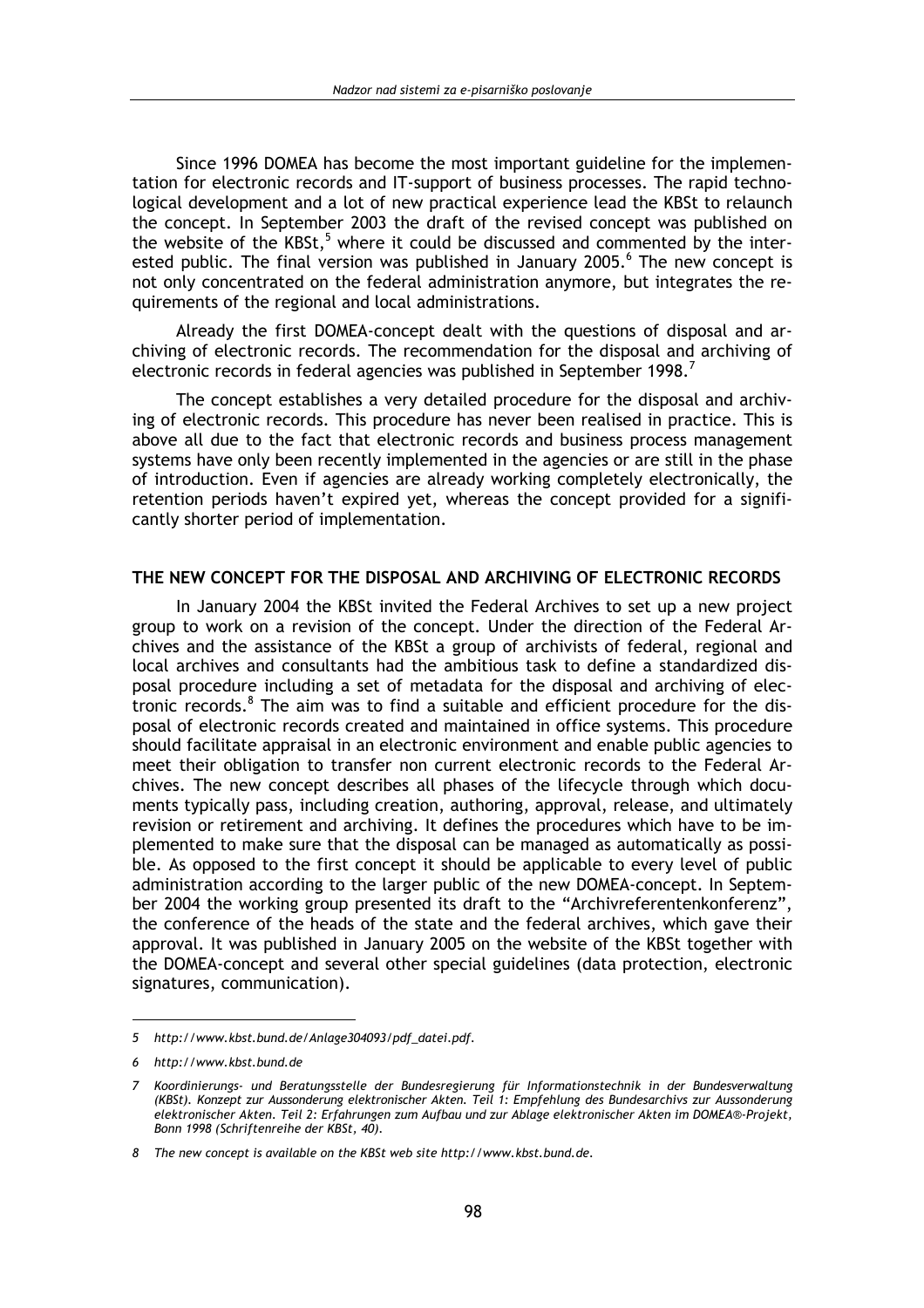Since 1996 DOMEA has become the most important guideline for the implementation for electronic records and IT-support of business processes. The rapid technological development and a lot of new practical experience lead the KBSt to relaunch the concept. In September 2003 the draft of the revised concept was published on the website of the KBSt,[5] where it could be discussed and commented by the interested public. The final version was published in January 2005.[6] The new concept is not only concentrated on the federal administration anymore, but integrates the requirements of the regional and local administrations.

Already the first DOMEA-concept dealt with the questions of disposal and archiving of electronic records. The recommendation for the disposal and archiving of electronic records in federal agencies was published in September 1998.[7]

The concept establishes a very detailed procedure for the disposal and archiving of electronic records. This procedure has never been realised in practice. This is above all due to the fact that electronic records and business process management systems have only been recently implemented in the agencies or are still in the phase of introduction. Even if agencies are already working completely electronically, the retention periods haven't expired yet, whereas the concept provided for a significantly shorter period of implementation.

## THE NEW CONCEPT FOR THE DISPOSAL AND ARCHIVING OF ELECTRONIC RECORDS

In January 2004 the KBSt invited the Federal Archives to set up a new project group to work on a revision of the concept. Under the direction of the Federal Archives and the assistance of the KBSt a group of archivists of federal, regional and local archives and consultants had the ambitious task to define a standardized disposal procedure including a set of metadata for the disposal and archiving of electronic records.[8] The aim was to find a suitable and efficient procedure for the disposal of electronic records created and maintained in office systems. This procedure should facilitate appraisal in an electronic environment and enable public agencies to meet their obligation to transfer non current electronic records to the Federal Archives. The new concept describes all phases of the lifecycle through which documents typically pass, including creation, authoring, approval, release, and ultimately revision or retirement and archiving. It defines the procedures which have to be implemented to make sure that the disposal can be managed as automatically as possible. As opposed to the first concept it should be applicable to every level of public administration according to the larger public of the new DOMEA-concept. In September 2004 the working group presented its draft to the "Archivreferentenkonferenz", the conference of the heads of the state and the federal archives, which gave their approval. It was published in January 2005 on the website of the KBSt together with the DOMEA-concept and several other special guidelines (data protection, electronic signatures, communication).

---

5 *http://www.kbst.bund.de/Anlage304093/pdf_datei.pdf.*

6 *http://www.kbst.bund.de*

7 *Koordinierungs- und Beratungsstelle der Bundesregierung für Informationstechnik in der Bundesverwaltung (KBSt). Konzept zur Aussonderung elektronischer Akten. Teil 1: Empfehlung des Bundesarchivs zur Aussonderung elektronischer Akten. Teil 2: Erfahrungen zum Aufbau und zur Ablage elektronischer Akten im DOMEA®-Projekt, Bonn 1998 (Schriftenreihe der KBSt, 40).*

8 *The new concept is available on the KBSt web site http://www.kbst.bund.de.*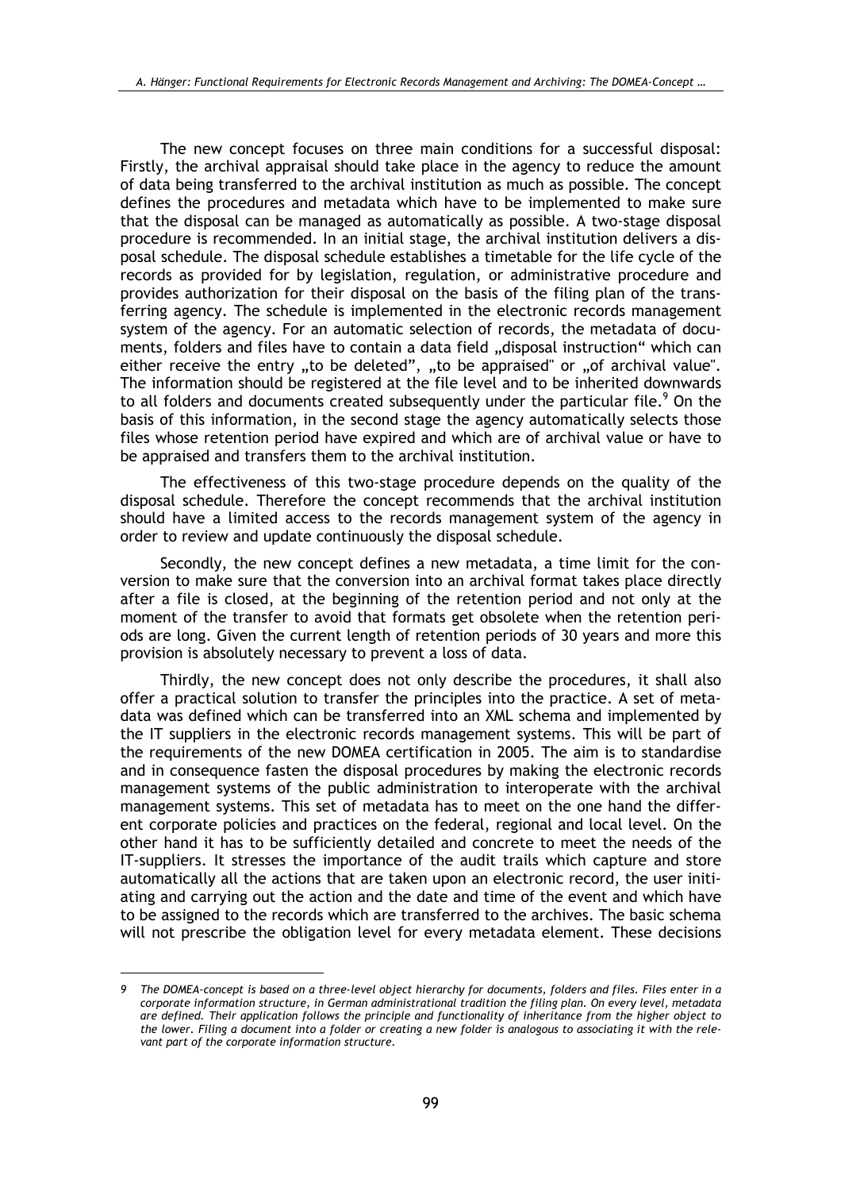The new concept focuses on three main conditions for a successful disposal: Firstly, the archival appraisal should take place in the agency to reduce the amount of data being transferred to the archival institution as much as possible. The concept defines the procedures and metadata which have to be implemented to make sure that the disposal can be managed as automatically as possible. A two-stage disposal procedure is recommended. In an initial stage, the archival institution delivers a disposal schedule. The disposal schedule establishes a timetable for the life cycle of the records as provided for by legislation, regulation, or administrative procedure and provides authorization for their disposal on the basis of the filing plan of the transferring agency. The schedule is implemented in the electronic records management system of the agency. For an automatic selection of records, the metadata of documents, folders and files have to contain a data field „disposal instruction" which can either receive the entry „to be deleted", „to be appraised" or „of archival value". The information should be registered at the file level and to be inherited downwards to all folders and documents created subsequently under the particular file.[9] On the basis of this information, in the second stage the agency automatically selects those files whose retention period have expired and which are of archival value or have to be appraised and transfers them to the archival institution.

The effectiveness of this two-stage procedure depends on the quality of the disposal schedule. Therefore the concept recommends that the archival institution should have a limited access to the records management system of the agency in order to review and update continuously the disposal schedule.

Secondly, the new concept defines a new metadata, a time limit for the conversion to make sure that the conversion into an archival format takes place directly after a file is closed, at the beginning of the retention period and not only at the moment of the transfer to avoid that formats get obsolete when the retention periods are long. Given the current length of retention periods of 30 years and more this provision is absolutely necessary to prevent a loss of data.

Thirdly, the new concept does not only describe the procedures, it shall also offer a practical solution to transfer the principles into the practice. A set of metadata was defined which can be transferred into an XML schema and implemented by the IT suppliers in the electronic records management systems. This will be part of the requirements of the new DOMEA certification in 2005. The aim is to standardise and in consequence fasten the disposal procedures by making the electronic records management systems of the public administration to interoperate with the archival management systems. This set of metadata has to meet on the one hand the different corporate policies and practices on the federal, regional and local level. On the other hand it has to be sufficiently detailed and concrete to meet the needs of the IT-suppliers. It stresses the importance of the audit trails which capture and store automatically all the actions that are taken upon an electronic record, the user initiating and carrying out the action and the date and time of the event and which have to be assigned to the records which are transferred to the archives. The basic schema will not prescribe the obligation level for every metadata element. These decisions

---

*9 The DOMEA-concept is based on a three-level object hierarchy for documents, folders and files. Files enter in a corporate information structure, in German administrational tradition the filing plan. On every level, metadata are defined. Their application follows the principle and functionality of inheritance from the higher object to the lower. Filing a document into a folder or creating a new folder is analogous to associating it with the relevant part of the corporate information structure.*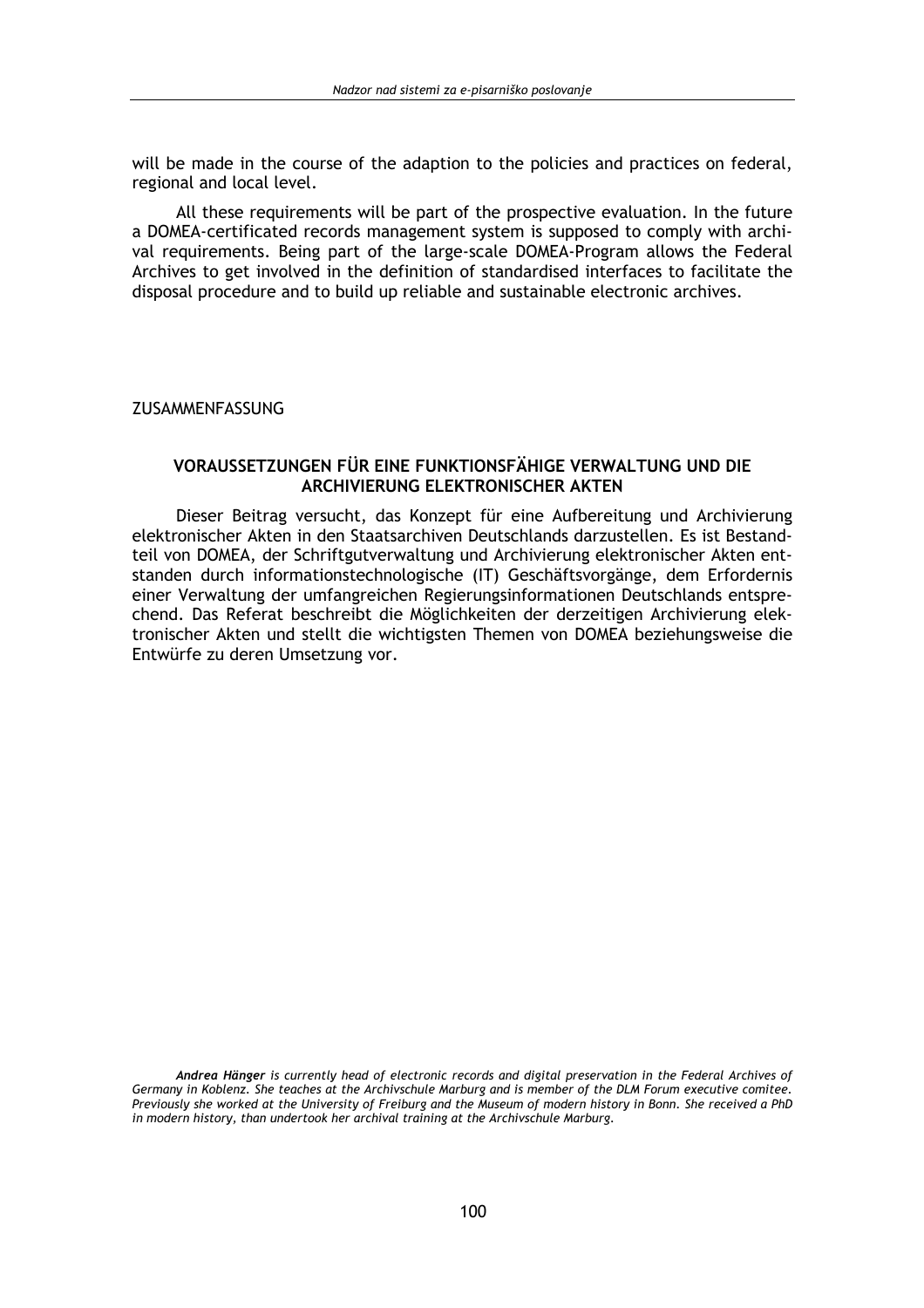will be made in the course of the adaption to the policies and practices on federal, regional and local level.

All these requirements will be part of the prospective evaluation. In the future a DOMEA-certificated records management system is supposed to comply with archival requirements. Being part of the large-scale DOMEA-Program allows the Federal Archives to get involved in the definition of standardised interfaces to facilitate the disposal procedure and to build up reliable and sustainable electronic archives.

ZUSAMMENFASSUNG

## VORAUSSETZUNGEN FÜR EINE FUNKTIONSFÄHIGE VERWALTUNG UND DIE ARCHIVIERUNG ELEKTRONISCHER AKTEN

Dieser Beitrag versucht, das Konzept für eine Aufbereitung und Archivierung elektronischer Akten in den Staatsarchiven Deutschlands darzustellen. Es ist Bestandteil von DOMEA, der Schriftgutverwaltung und Archivierung elektronischer Akten entstanden durch informationstechnologische (IT) Geschäftsvorgänge, dem Erfordernis einer Verwaltung der umfangreichen Regierungsinformationen Deutschlands entsprechend. Das Referat beschreibt die Möglichkeiten der derzeitigen Archivierung elektronischer Akten und stellt die wichtigsten Themen von DOMEA beziehungsweise die Entwürfe zu deren Umsetzung vor.

***Andrea Hänger** is currently head of electronic records and digital preservation in the Federal Archives of Germany in Koblenz. She teaches at the Archivschule Marburg and is member of the DLM Forum executive comitee. Previously she worked at the University of Freiburg and the Museum of modern history in Bonn. She received a PhD in modern history, than undertook her archival training at the Archivschule Marburg.*